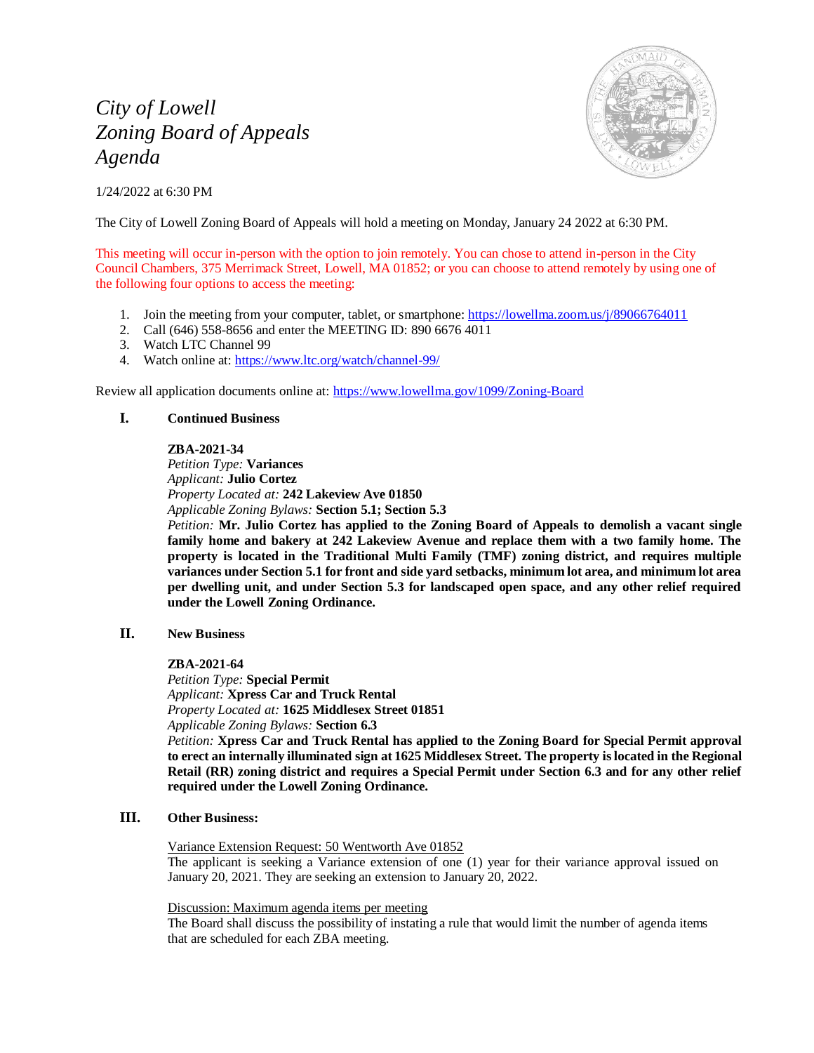# *City of Lowell*
# *Zoning Board of Appeals*
# *Agenda*

1/24/2022 at 6:30 PM

The City of Lowell Zoning Board of Appeals will hold a meeting on Monday, January 24 2022 at 6:30 PM.

This meeting will occur in-person with the option to join remotely. You can chose to attend in-person in the City Council Chambers, 375 Merrimack Street, Lowell, MA 01852; or you can choose to attend remotely by using one of the following four options to access the meeting:

1. Join the meeting from your computer, tablet, or smartphone: https://lowellma.zoom.us/j/89066764011
2. Call (646) 558-8656 and enter the MEETING ID: 890 6676 4011
3. Watch LTC Channel 99
4. Watch online at: https://www.ltc.org/watch/channel-99/

Review all application documents online at: https://www.lowellma.gov/1099/Zoning-Board

## I. Continued Business

**ZBA-2021-34**
*Petition Type:* **Variances**
*Applicant:* **Julio Cortez**
*Property Located at:* **242 Lakeview Ave 01850**
*Applicable Zoning Bylaws:* **Section 5.1; Section 5.3**
*Petition:* **Mr. Julio Cortez has applied to the Zoning Board of Appeals to demolish a vacant single family home and bakery at 242 Lakeview Avenue and replace them with a two family home. The property is located in the Traditional Multi Family (TMF) zoning district, and requires multiple variances under Section 5.1 for front and side yard setbacks, minimum lot area, and minimum lot area per dwelling unit, and under Section 5.3 for landscaped open space, and any other relief required under the Lowell Zoning Ordinance.**

## II. New Business

**ZBA-2021-64**
*Petition Type:* **Special Permit**
*Applicant:* **Xpress Car and Truck Rental**
*Property Located at:* **1625 Middlesex Street 01851**
*Applicable Zoning Bylaws:* **Section 6.3**
*Petition:* **Xpress Car and Truck Rental has applied to the Zoning Board for Special Permit approval to erect an internally illuminated sign at 1625 Middlesex Street. The property is located in the Regional Retail (RR) zoning district and requires a Special Permit under Section 6.3 and for any other relief required under the Lowell Zoning Ordinance.**

## III. Other Business:

Variance Extension Request: 50 Wentworth Ave 01852
The applicant is seeking a Variance extension of one (1) year for their variance approval issued on January 20, 2021. They are seeking an extension to January 20, 2022.

Discussion: Maximum agenda items per meeting
The Board shall discuss the possibility of instating a rule that would limit the number of agenda items that are scheduled for each ZBA meeting.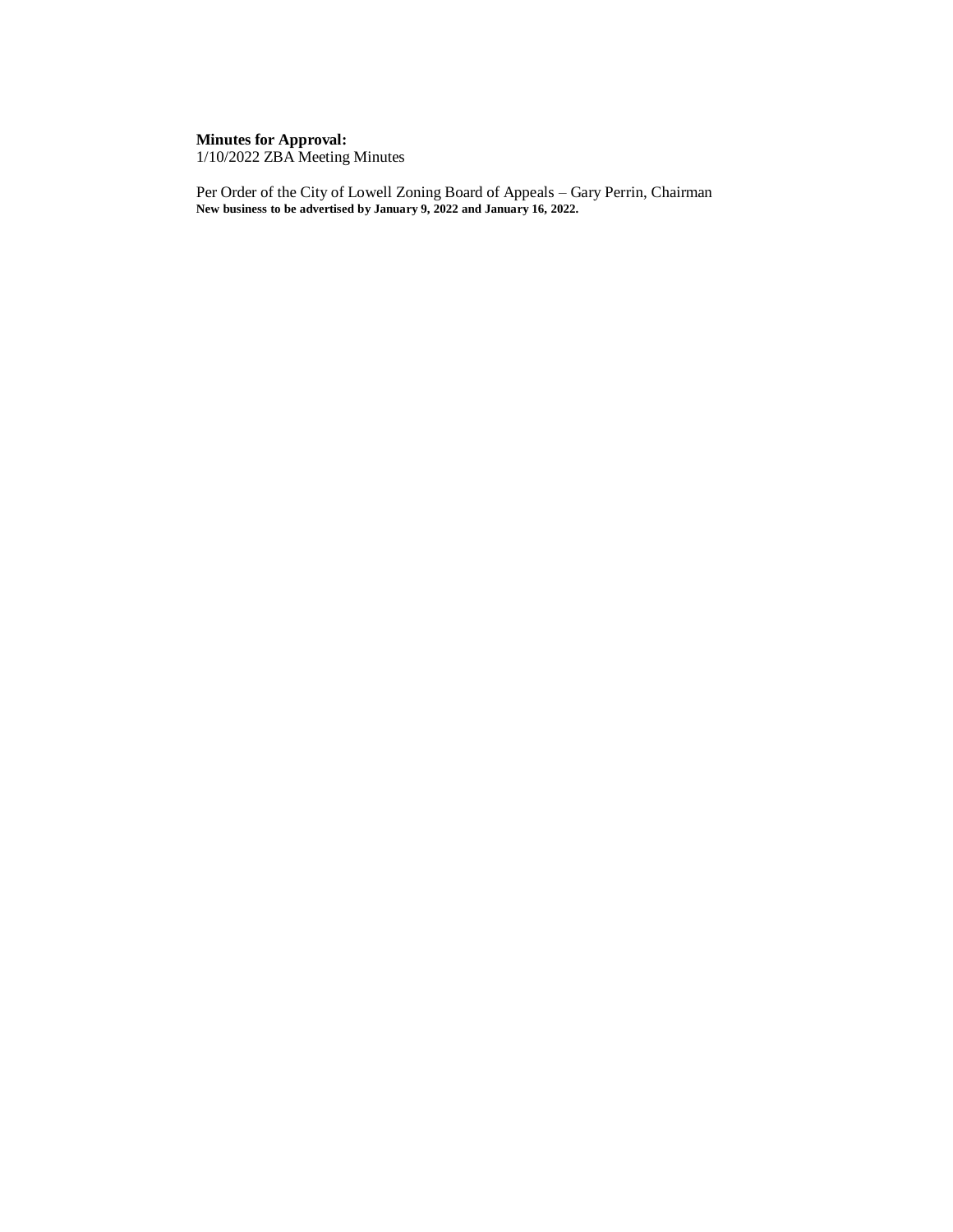**Minutes for Approval:**
1/10/2022 ZBA Meeting Minutes

Per Order of the City of Lowell Zoning Board of Appeals – Gary Perrin, Chairman
**New business to be advertised by January 9, 2022 and January 16, 2022.**